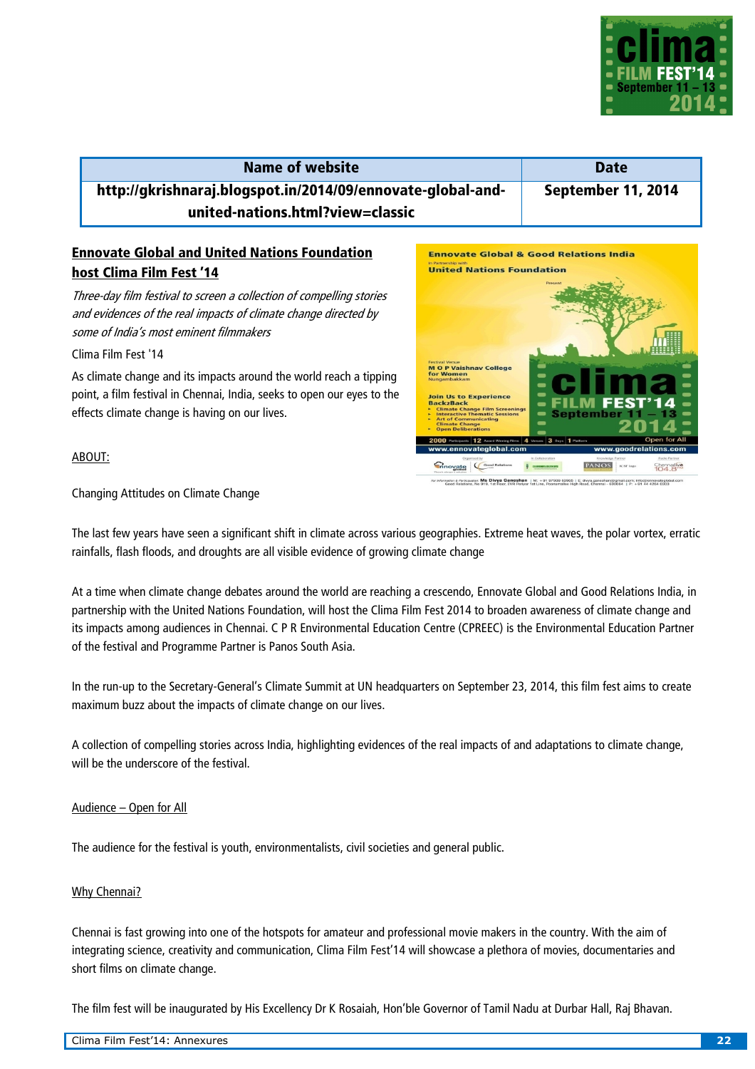| Name of website | Date |
|---|---|
| http://gkrishnaraj.blogspot.in/2014/09/ennovate-global-and-united-nations.html?view=classic | September 11, 2014 |

## Ennovate Global and United Nations Foundation host Clima Film Fest '14

*Three-day film festival to screen a collection of compelling stories and evidences of the real impacts of climate change directed by some of India's most eminent filmmakers*

Clima Film Fest '14

As climate change and its impacts around the world reach a tipping point, a film festival in Chennai, India, seeks to open our eyes to the effects climate change is having on our lives.

ABOUT:

Changing Attitudes on Climate Change

The last few years have seen a significant shift in climate across various geographies. Extreme heat waves, the polar vortex, erratic rainfalls, flash floods, and droughts are all visible evidence of growing climate change

At a time when climate change debates around the world are reaching a crescendo, Ennovate Global and Good Relations India, in partnership with the United Nations Foundation, will host the Clima Film Fest 2014 to broaden awareness of climate change and its impacts among audiences in Chennai. C P R Environmental Education Centre (CPREEC) is the Environmental Education Partner of the festival and Programme Partner is Panos South Asia.

In the run-up to the Secretary-General's Climate Summit at UN headquarters on September 23, 2014, this film fest aims to create maximum buzz about the impacts of climate change on our lives.

A collection of compelling stories across India, highlighting evidences of the real impacts of and adaptations to climate change, will be the underscore of the festival.

Audience – Open for All

The audience for the festival is youth, environmentalists, civil societies and general public.

Why Chennai?

Chennai is fast growing into one of the hotspots for amateur and professional movie makers in the country. With the aim of integrating science, creativity and communication, Clima Film Fest'14 will showcase a plethora of movies, documentaries and short films on climate change.

The film fest will be inaugurated by His Excellency Dr K Rosaiah, Hon'ble Governor of Tamil Nadu at Durbar Hall, Raj Bhavan.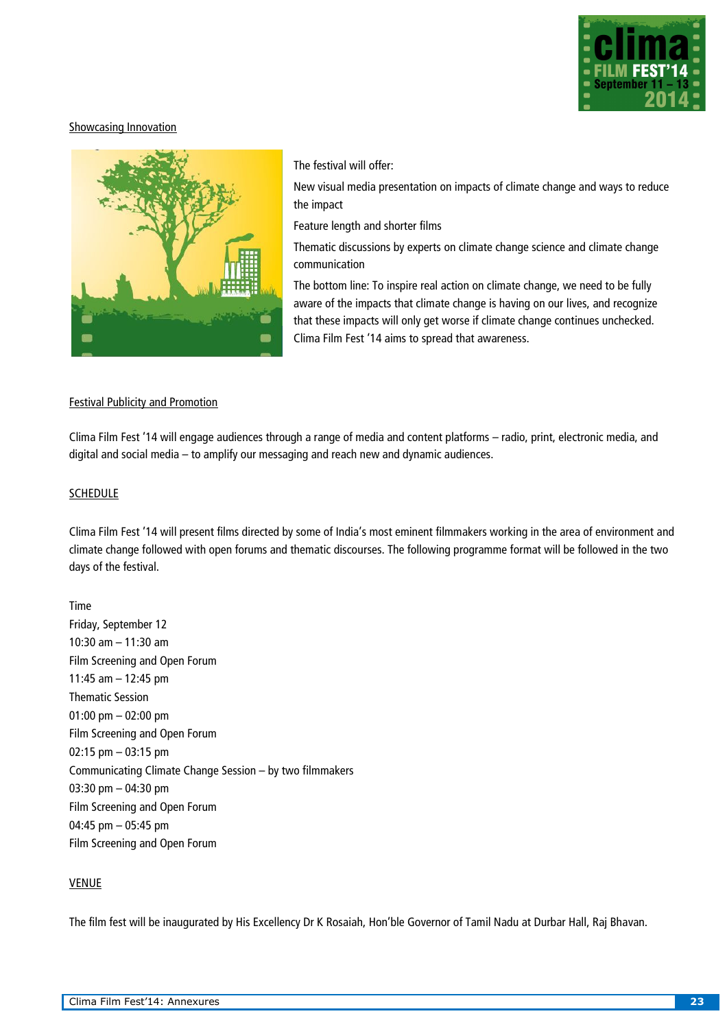## Showcasing Innovation

The festival will offer:

New visual media presentation on impacts of climate change and ways to reduce the impact

Feature length and shorter films

Thematic discussions by experts on climate change science and climate change communication

The bottom line: To inspire real action on climate change, we need to be fully aware of the impacts that climate change is having on our lives, and recognize that these impacts will only get worse if climate change continues unchecked. Clima Film Fest '14 aims to spread that awareness.

## Festival Publicity and Promotion

Clima Film Fest '14 will engage audiences through a range of media and content platforms – radio, print, electronic media, and digital and social media – to amplify our messaging and reach new and dynamic audiences.

## SCHEDULE

Clima Film Fest '14 will present films directed by some of India's most eminent filmmakers working in the area of environment and climate change followed with open forums and thematic discourses. The following programme format will be followed in the two days of the festival.

| Time | Friday, September 12 |
|---|---|
| 10:30 am – 11:30 am | Film Screening and Open Forum |
| 11:45 am – 12:45 pm | Thematic Session |
| 01:00 pm – 02:00 pm | Film Screening and Open Forum |
| 02:15 pm – 03:15 pm | Communicating Climate Change Session – by two filmmakers |
| 03:30 pm – 04:30 pm | Film Screening and Open Forum |
| 04:45 pm – 05:45 pm | Film Screening and Open Forum |

## VENUE

The film fest will be inaugurated by His Excellency Dr K Rosaiah, Hon'ble Governor of Tamil Nadu at Durbar Hall, Raj Bhavan.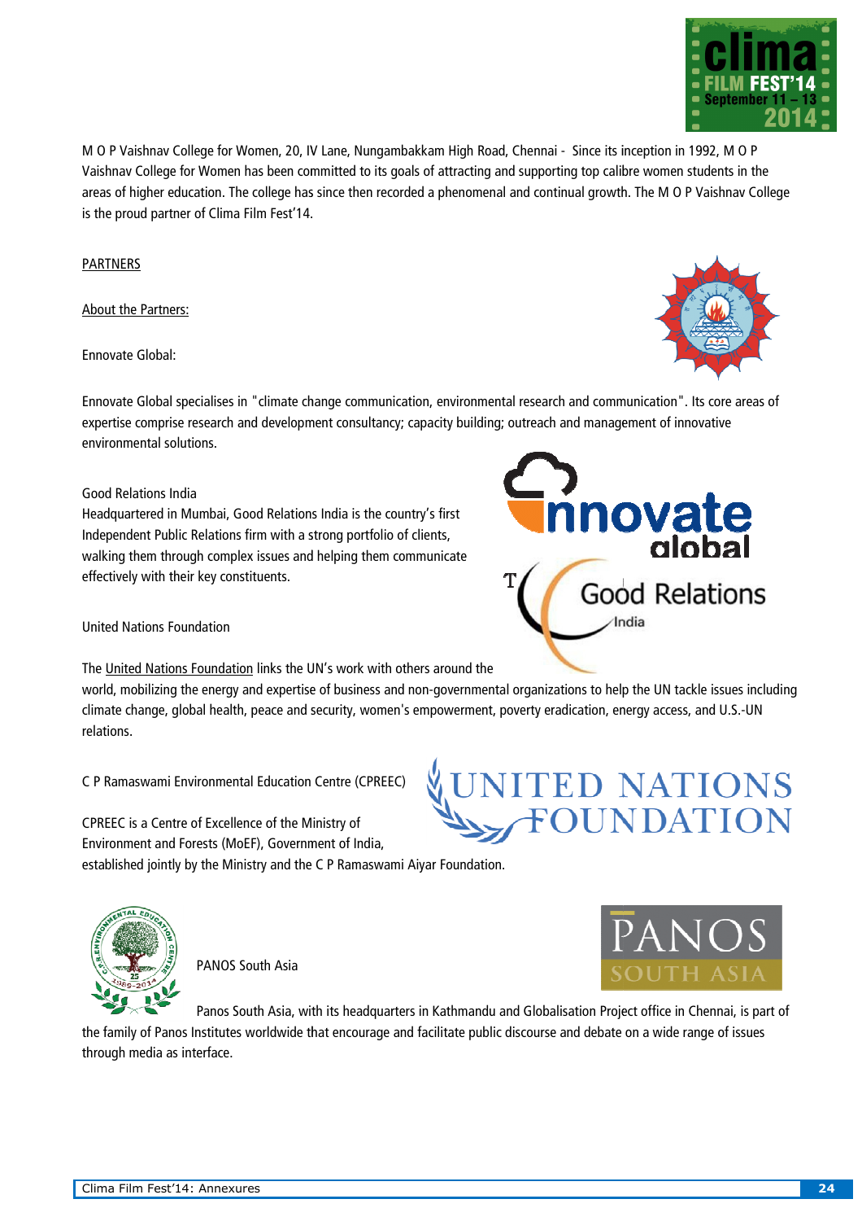M O P Vaishnav College for Women, 20, IV Lane, Nungambakkam High Road, Chennai - Since its inception in 1992, M O P Vaishnav College for Women has been committed to its goals of attracting and supporting top calibre women students in the areas of higher education. The college has since then recorded a phenomenal and continual growth. The M O P Vaishnav College is the proud partner of Clima Film Fest'14.

PARTNERS

About the Partners:

Ennovate Global:

Ennovate Global specialises in "climate change communication, environmental research and communication". Its core areas of expertise comprise research and development consultancy; capacity building; outreach and management of innovative environmental solutions.

Good Relations India

Headquartered in Mumbai, Good Relations India is the country's first Independent Public Relations firm with a strong portfolio of clients, walking them through complex issues and helping them communicate effectively with their key constituents.

United Nations Foundation

The United Nations Foundation links the UN's work with others around the world, mobilizing the energy and expertise of business and non-governmental organizations to help the UN tackle issues including climate change, global health, peace and security, women's empowerment, poverty eradication, energy access, and U.S.-UN relations.

C P Ramaswami Environmental Education Centre (CPREEC)

CPREEC is a Centre of Excellence of the Ministry of Environment and Forests (MoEF), Government of India, established jointly by the Ministry and the C P Ramaswami Aiyar Foundation.

PANOS South Asia

Panos South Asia, with its headquarters in Kathmandu and Globalisation Project office in Chennai, is part of the family of Panos Institutes worldwide that encourage and facilitate public discourse and debate on a wide range of issues through media as interface.